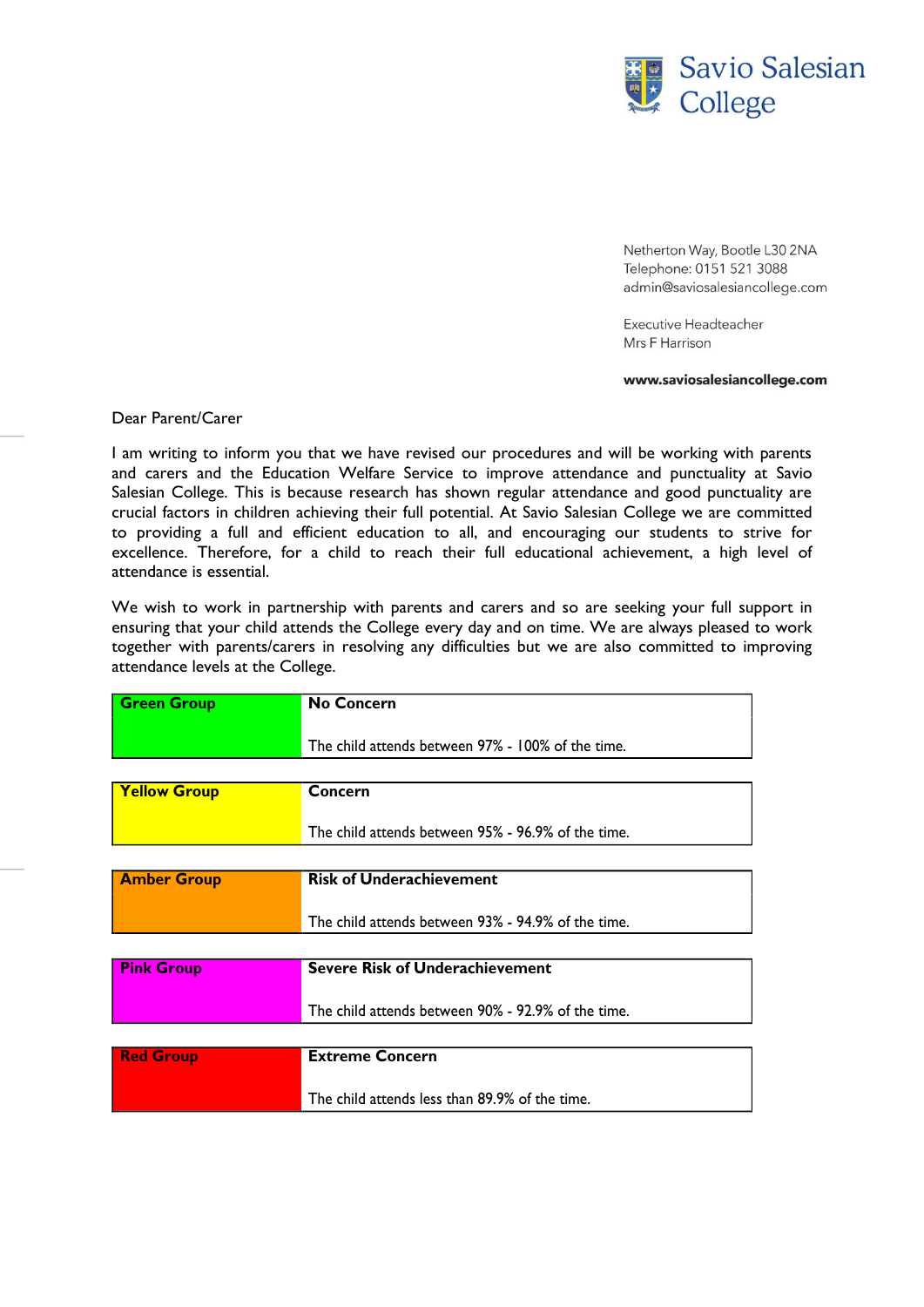# Savio Salesian College

Netherton Way, Bootle L30 2NA
Telephone: 0151 521 3088
admin@saviosalesiancollege.com

Executive Headteacher
Mrs F Harrison

**www.saviosalesiancollege.com**

Dear Parent/Carer

I am writing to inform you that we have revised our procedures and will be working with parents and carers and the Education Welfare Service to improve attendance and punctuality at Savio Salesian College. This is because research has shown regular attendance and good punctuality are crucial factors in children achieving their full potential. At Savio Salesian College we are committed to providing a full and efficient education to all, and encouraging our students to strive for excellence. Therefore, for a child to reach their full educational achievement, a high level of attendance is essential.

We wish to work in partnership with parents and carers and so are seeking your full support in ensuring that your child attends the College every day and on time. We are always pleased to work together with parents/carers in resolving any difficulties but we are also committed to improving attendance levels at the College.

| Group | Level |
|---|---|
| **Green Group** | **No Concern**<br>The child attends between 97% - 100% of the time. |
| **Yellow Group** | **Concern**<br>The child attends between 95% - 96.9% of the time. |
| **Amber Group** | **Risk of Underachievement**<br>The child attends between 93% - 94.9% of the time. |
| **Pink Group** | **Severe Risk of Underachievement**<br>The child attends between 90% - 92.9% of the time. |
| **Red Group** | **Extreme Concern**<br>The child attends less than 89.9% of the time. |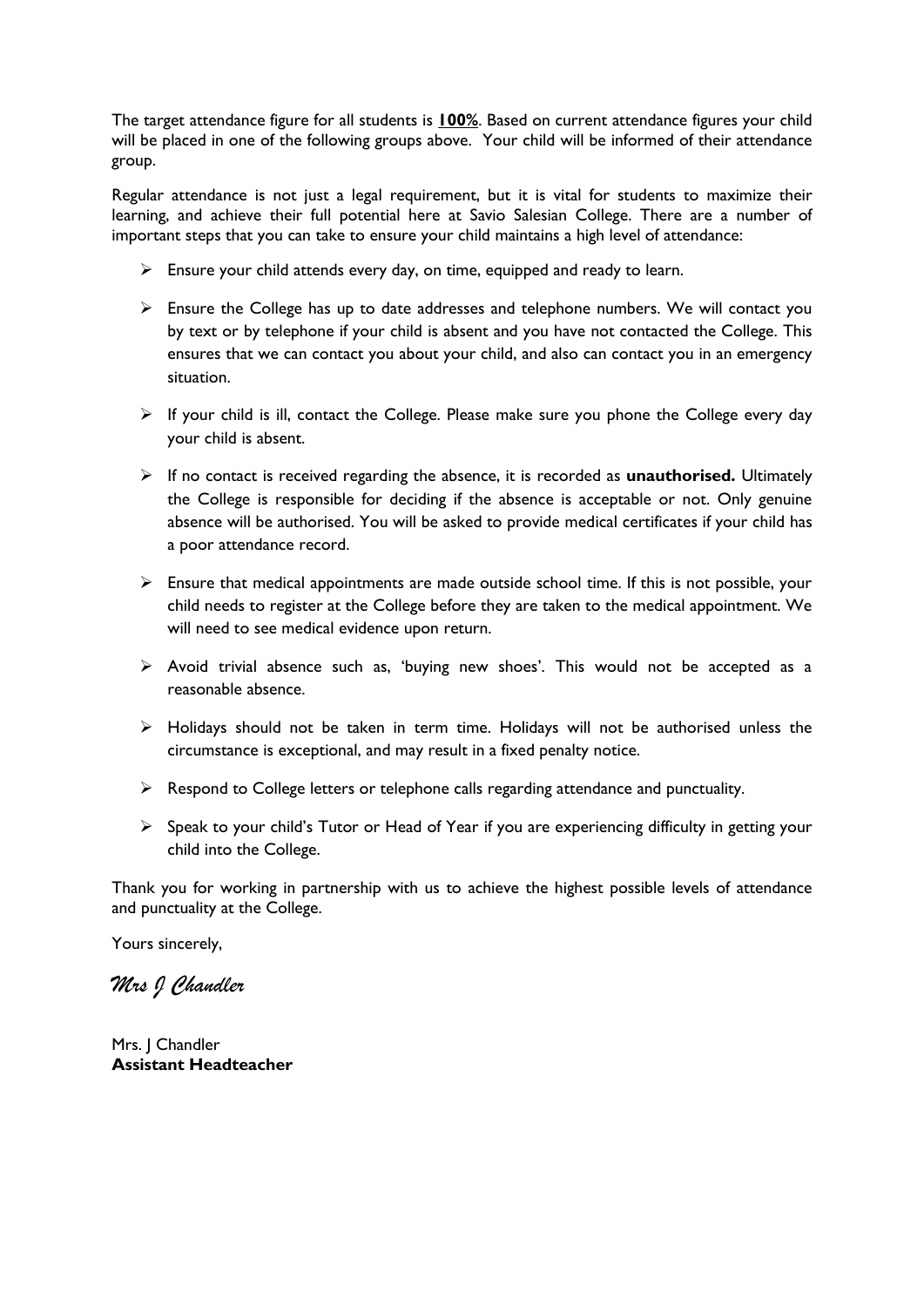The target attendance figure for all students is **<u>100%</u>**. Based on current attendance figures your child will be placed in one of the following groups above. Your child will be informed of their attendance group.

Regular attendance is not just a legal requirement, but it is vital for students to maximize their learning, and achieve their full potential here at Savio Salesian College. There are a number of important steps that you can take to ensure your child maintains a high level of attendance:

- Ensure your child attends every day, on time, equipped and ready to learn.
- Ensure the College has up to date addresses and telephone numbers. We will contact you by text or by telephone if your child is absent and you have not contacted the College. This ensures that we can contact you about your child, and also can contact you in an emergency situation.
- If your child is ill, contact the College. Please make sure you phone the College every day your child is absent.
- If no contact is received regarding the absence, it is recorded as **unauthorised.** Ultimately the College is responsible for deciding if the absence is acceptable or not. Only genuine absence will be authorised. You will be asked to provide medical certificates if your child has a poor attendance record.
- Ensure that medical appointments are made outside school time. If this is not possible, your child needs to register at the College before they are taken to the medical appointment. We will need to see medical evidence upon return.
- Avoid trivial absence such as, 'buying new shoes'. This would not be accepted as a reasonable absence.
- Holidays should not be taken in term time. Holidays will not be authorised unless the circumstance is exceptional, and may result in a fixed penalty notice.
- Respond to College letters or telephone calls regarding attendance and punctuality.
- Speak to your child's Tutor or Head of Year if you are experiencing difficulty in getting your child into the College.

Thank you for working in partnership with us to achieve the highest possible levels of attendance and punctuality at the College.

Yours sincerely,

*Mrs J Chandler*

Mrs. J Chandler
**Assistant Headteacher**